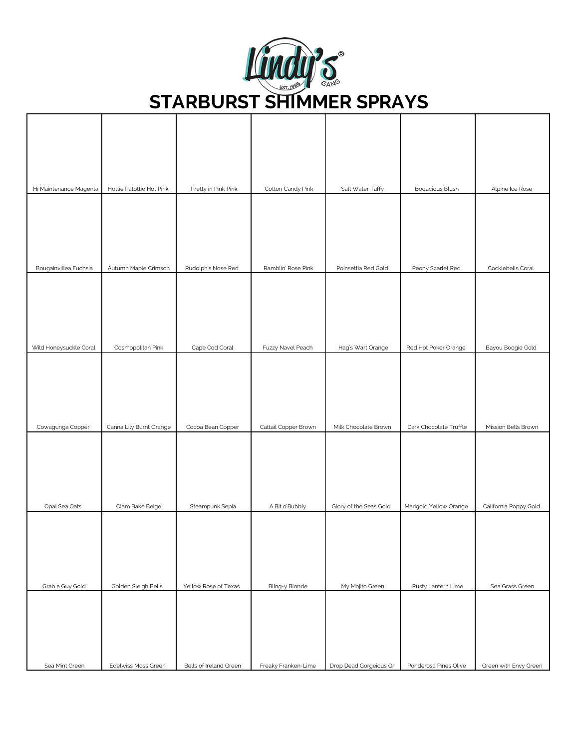Lindy's® Gang EST. 1996

# STARBURST SHIMMER SPRAYS

| | | | | | | |
|---|---|---|---|---|---|---|
| Hi Maintenance Magenta | Hottie Patottie Hot Pink | Pretty in Pink Pink | Cotton Candy Pink | Salt Water Taffy | Bodacious Blush | Alpine Ice Rose |
| Bougainvillea Fuchsia | Autumn Maple Crimson | Rudolph's Nose Red | Ramblin' Rose Pink | Poinsettia Red Gold | Peony Scarlet Red | Cocklebells Coral |
| Wild Honeysuckle Coral | Cosmopolitan Pink | Cape Cod Coral | Fuzzy Navel Peach | Hag's Wart Orange | Red Hot Poker Orange | Bayou Boogie Gold |
| Cowagunga Copper | Canna Lily Burnt Orange | Cocoa Bean Copper | Cattail Copper Brown | Milk Chocolate Brown | Dark Chocolate Truffle | Mission Bells Brown |
| Opal Sea Oats | Clam Bake Beige | Steampunk Sepia | A Bit o'Bubbly | Glory of the Seas Gold | Marigold Yellow Orange | California Poppy Gold |
| Grab a Guy Gold | Golden Sleigh Bells | Yellow Rose of Texas | Bling-y Blonde | My Mojito Green | Rusty Lantern Lime | Sea Grass Green |
| Sea Mint Green | Edelwiss Moss Green | Bells of Ireland Green | Freaky Franken-Lime | Drop Dead Gorgeious Gr | Ponderosa Pines Olive | Green with Envy Green |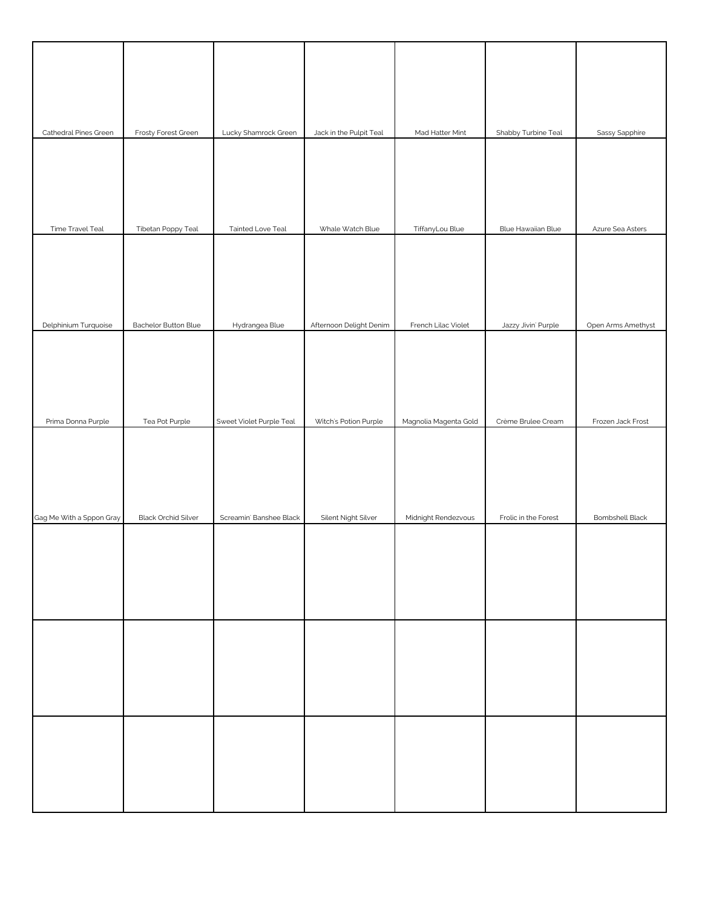| | | | | | | |
|---|---|---|---|---|---|---|
| Cathedral Pines Green | Frosty Forest Green | Lucky Shamrock Green | Jack in the Pulpit Teal | Mad Hatter Mint | Shabby Turbine Teal | Sassy Sapphire |
| Time Travel Teal | Tibetan Poppy Teal | Tainted Love Teal | Whale Watch Blue | TiffanyLou Blue | Blue Hawaiian Blue | Azure Sea Asters |
| Delphinium Turquoise | Bachelor Button Blue | Hydrangea Blue | Afternoon Delight Denim | French Lilac Violet | Jazzy Jivin' Purple | Open Arms Amethyst |
| Prima Donna Purple | Tea Pot Purple | Sweet Violet Purple Teal | Witch's Potion Purple | Magnolia Magenta Gold | Crème Brulee Cream | Frozen Jack Frost |
| Gag Me With a Sppon Gray | Black Orchid Silver | Screamin' Banshee Black | Silent Night Silver | Midnight Rendezvous | Frolic in the Forest | Bombshell Black |
| | | | | | | |
| | | | | | | |
| | | | | | | |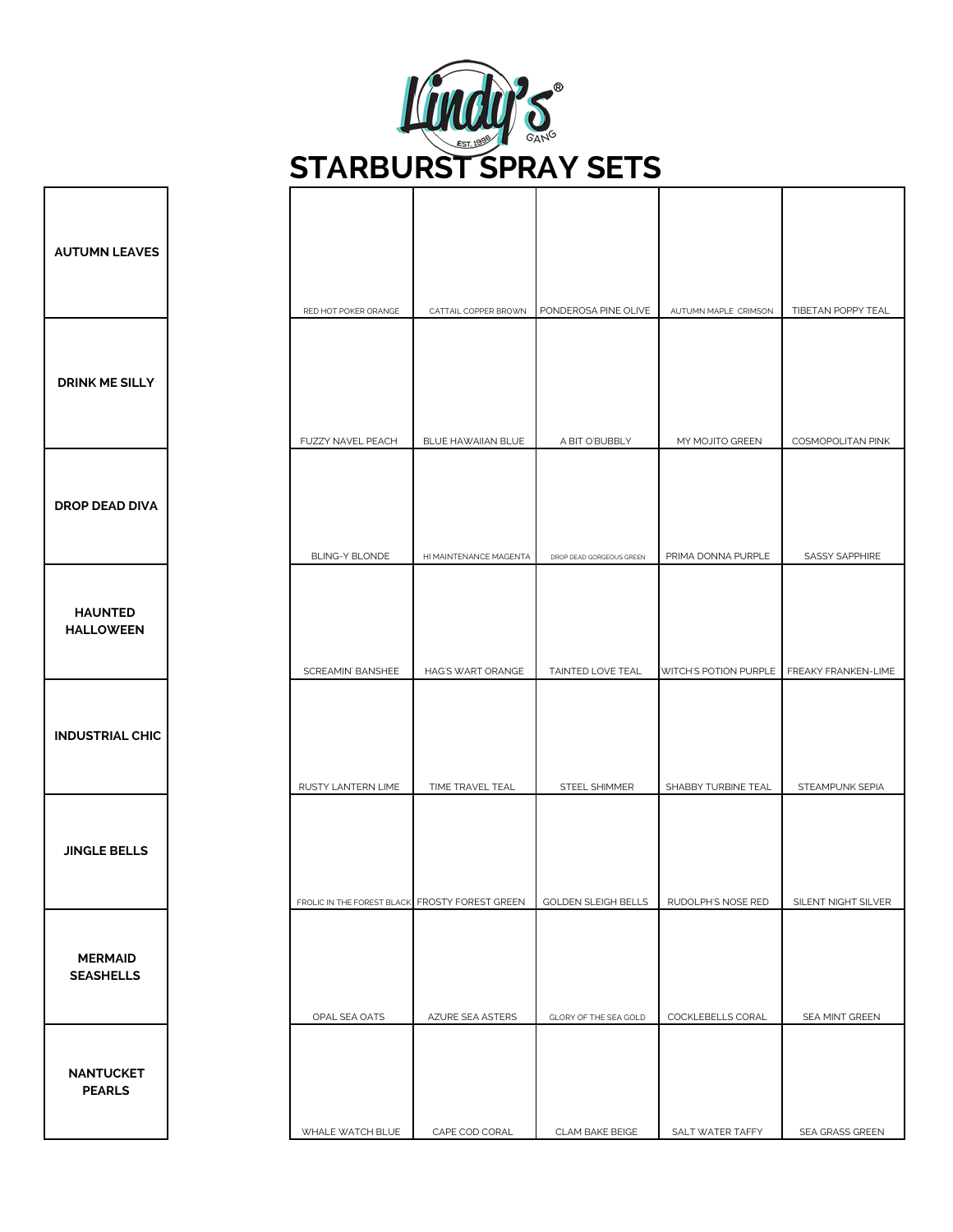# STARBURST SPRAY SETS

| Set | | | | | |
|---|---|---|---|---|---|
| AUTUMN LEAVES | RED HOT POKER ORANGE | CATTAIL COPPER BROWN | PONDEROSA PINE OLIVE | AUTUMN MAPLE CRIMSON | TIBETAN POPPY TEAL |
| DRINK ME SILLY | FUZZY NAVEL PEACH | BLUE HAWAIIAN BLUE | A BIT O'BUBBLY | MY MOJITO GREEN | COSMOPOLITAN PINK |
| DROP DEAD DIVA | BLING-Y BLONDE | HI MAINTENANCE MAGENTA | DROP DEAD GORGEOUS GREEN | PRIMA DONNA PURPLE | SASSY SAPPHIRE |
| HAUNTED HALLOWEEN | SCREAMIN' BANSHEE | HAG'S WART ORANGE | TAINTED LOVE TEAL | WITCH'S POTION PURPLE | FREAKY FRANKEN-LIME |
| INDUSTRIAL CHIC | RUSTY LANTERN LIME | TIME TRAVEL TEAL | STEEL SHIMMER | SHABBY TURBINE TEAL | STEAMPUNK SEPIA |
| JINGLE BELLS | FROLIC IN THE FOREST BLACK | FROSTY FOREST GREEN | GOLDEN SLEIGH BELLS | RUDOLPH'S NOSE RED | SILENT NIGHT SILVER |
| MERMAID SEASHELLS | OPAL SEA OATS | AZURE SEA ASTERS | GLORY OF THE SEA GOLD | COCKLEBELLS CORAL | SEA MINT GREEN |
| NANTUCKET PEARLS | WHALE WATCH BLUE | CAPE COD CORAL | CLAM BAKE BEIGE | SALT WATER TAFFY | SEA GRASS GREEN |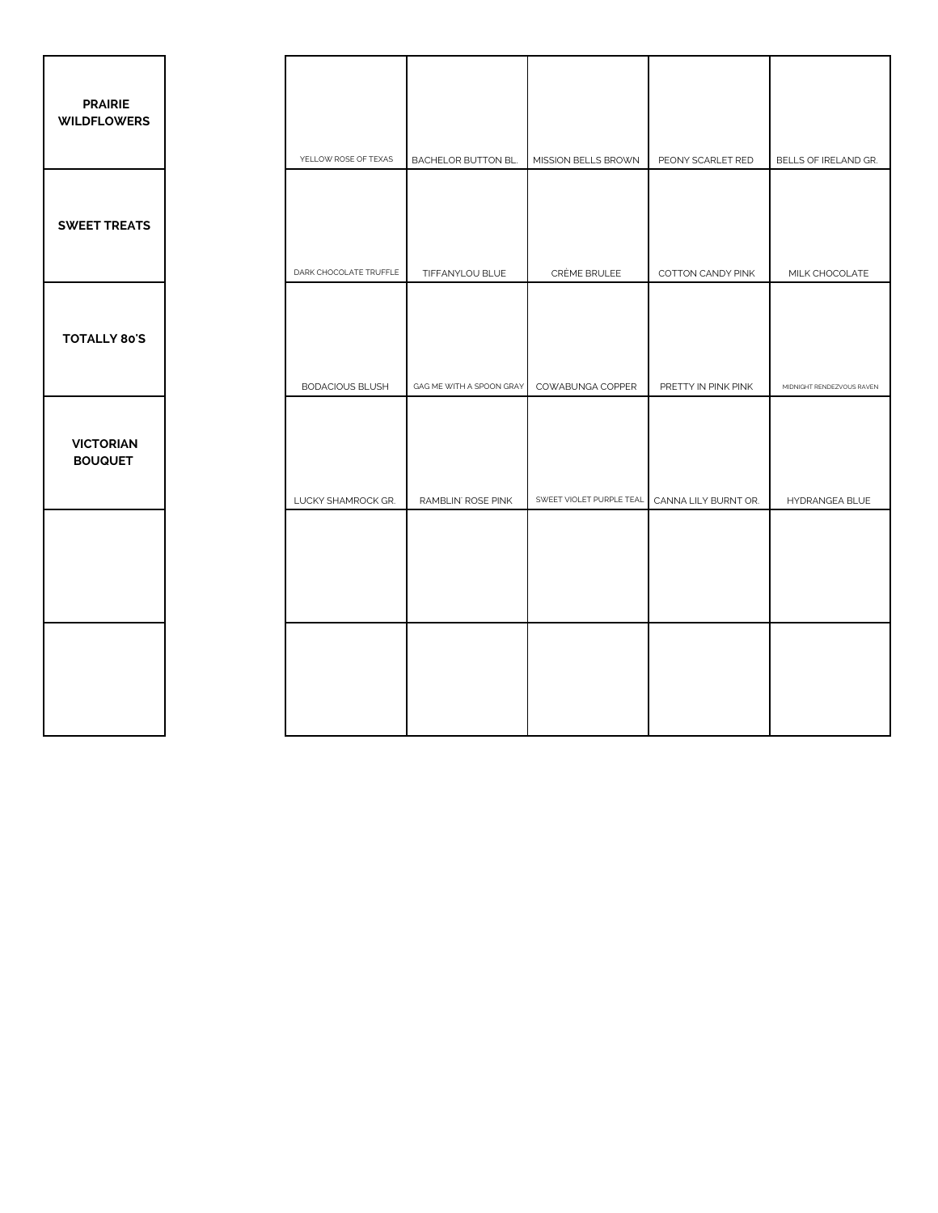| | | | | | |
|---|---|---|---|---|---|
| **PRAIRIE WILDFLOWERS** | YELLOW ROSE OF TEXAS | BACHELOR BUTTON BL. | MISSION BELLS BROWN | PEONY SCARLET RED | BELLS OF IRELAND GR. |
| **SWEET TREATS** | DARK CHOCOLATE TRUFFLE | TIFFANYLOU BLUE | CRÈME BRULEE | COTTON CANDY PINK | MILK CHOCOLATE |
| **TOTALLY 80'S** | BODACIOUS BLUSH | GAG ME WITH A SPOON GRAY | COWABUNGA COPPER | PRETTY IN PINK PINK | MIDNIGHT RENDEZVOUS RAVEN |
| **VICTORIAN BOUQUET** | LUCKY SHAMROCK GR. | RAMBLIN' ROSE PINK | SWEET VIOLET PURPLE TEAL | CANNA LILY BURNT OR. | HYDRANGEA BLUE |
| | | | | | |
| | | | | | |